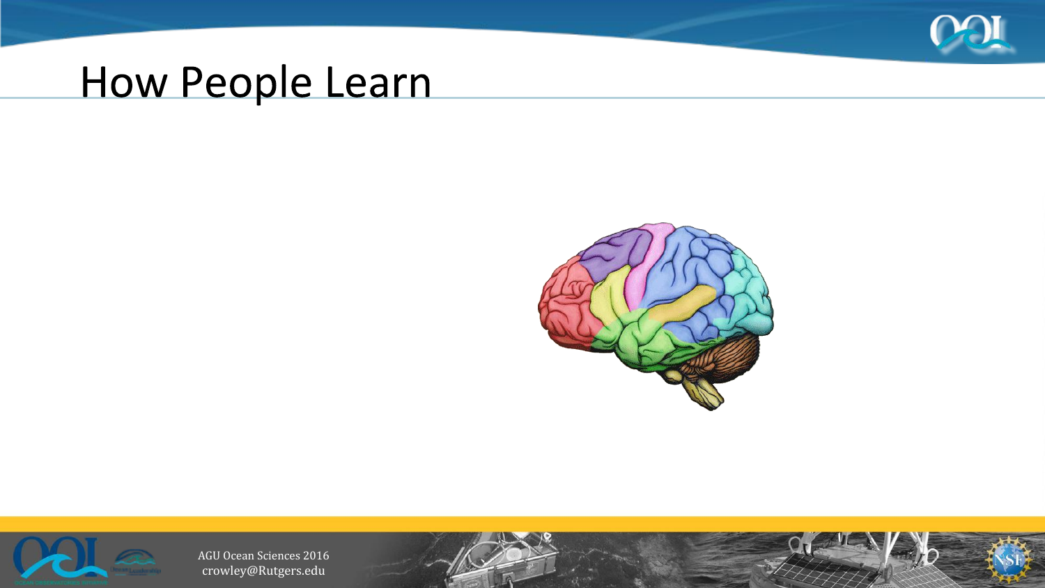# How People Learn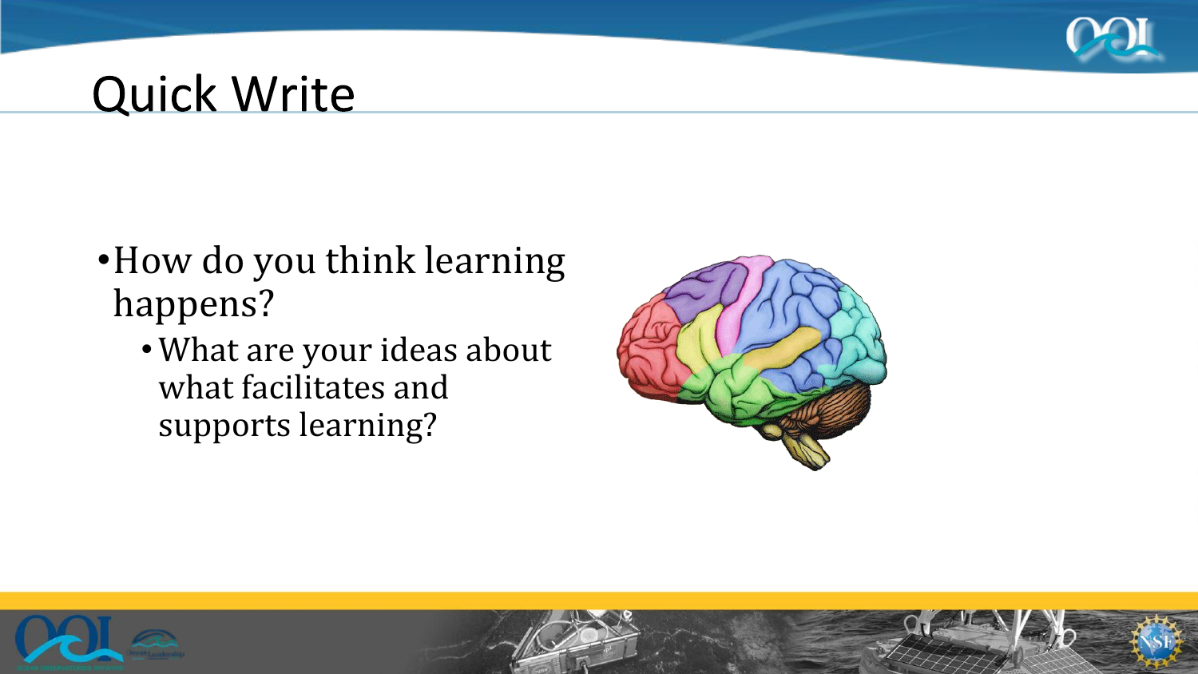# Quick Write

- How do you think learning happens?
  - What are your ideas about what facilitates and supports learning?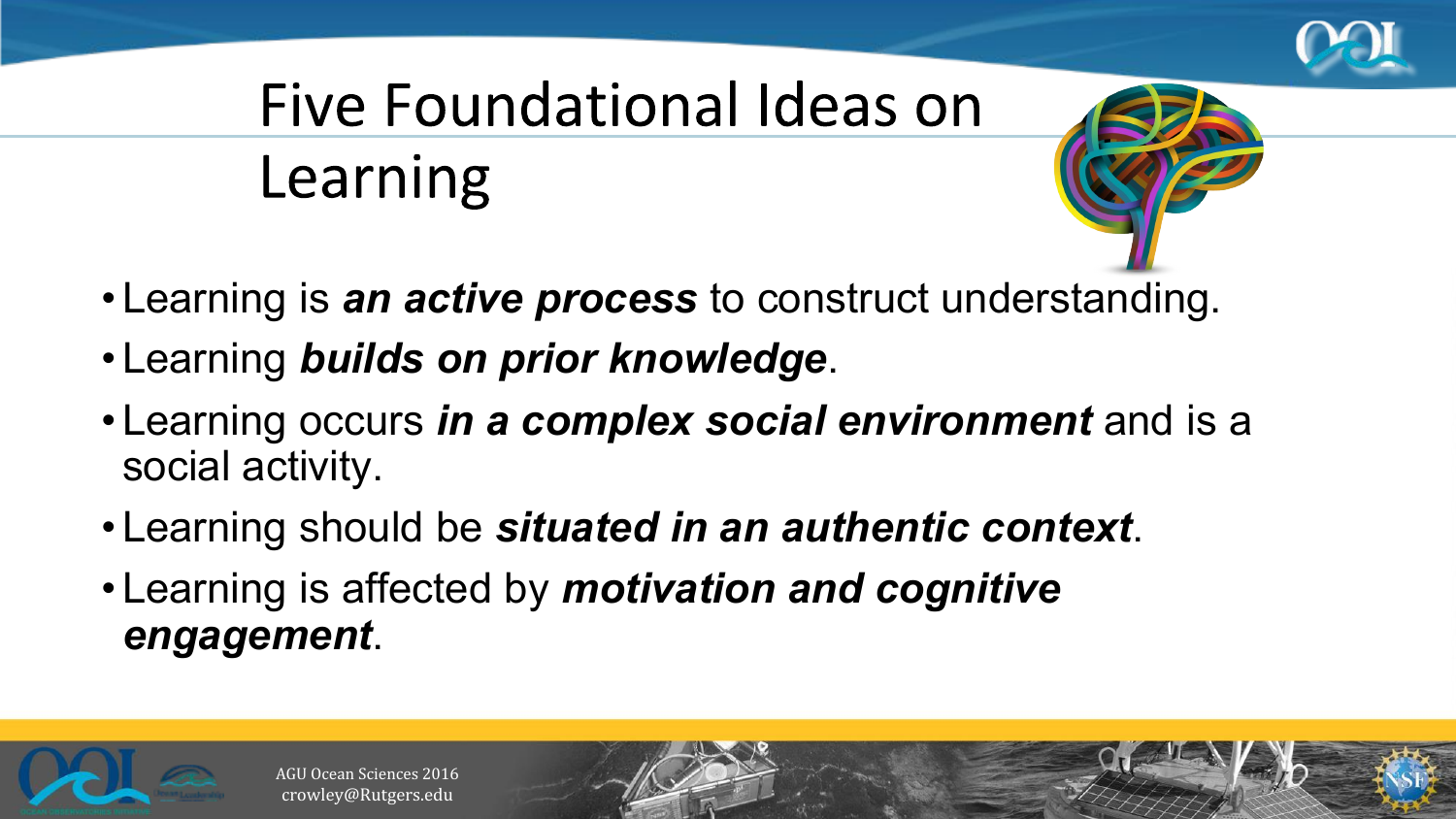# Five Foundational Ideas on Learning

- Learning is ***an active process*** to construct understanding.
- Learning ***builds on prior knowledge***.
- Learning occurs ***in a complex social environment*** and is a social activity.
- Learning should be ***situated in an authentic context***.
- Learning is affected by ***motivation and cognitive engagement***.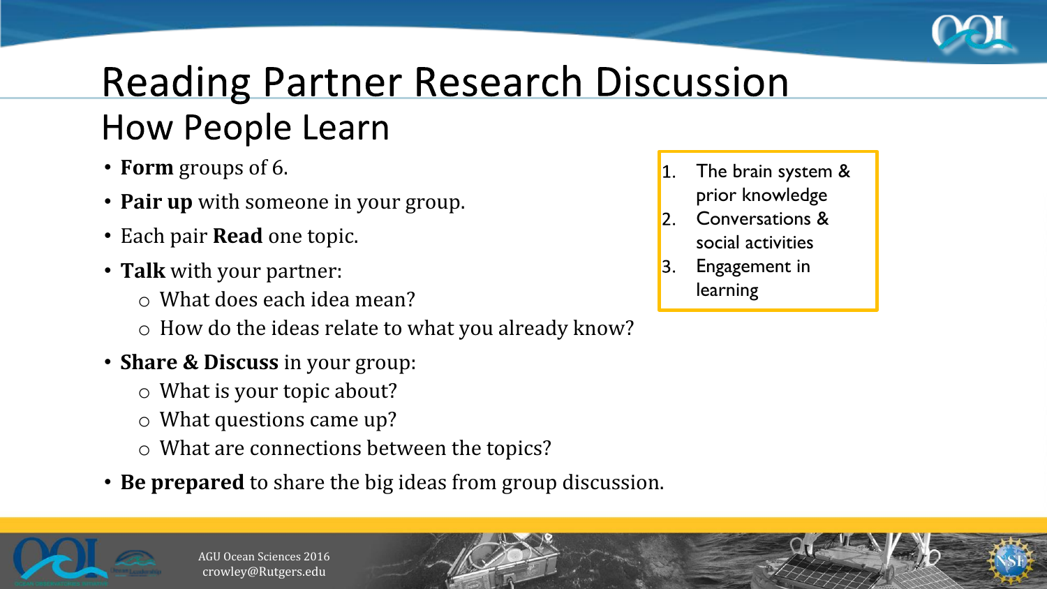# Reading Partner Research Discussion

## How People Learn

- **Form** groups of 6.
- **Pair up** with someone in your group.
- Each pair **Read** one topic.
- **Talk** with your partner:
  - What does each idea mean?
  - How do the ideas relate to what you already know?
- **Share & Discuss** in your group:
  - What is your topic about?
  - What questions came up?
  - What are connections between the topics?
- **Be prepared** to share the big ideas from group discussion.

1. The brain system & prior knowledge
2. Conversations & social activities
3. Engagement in learning

AGU Ocean Sciences 2016
crowley@Rutgers.edu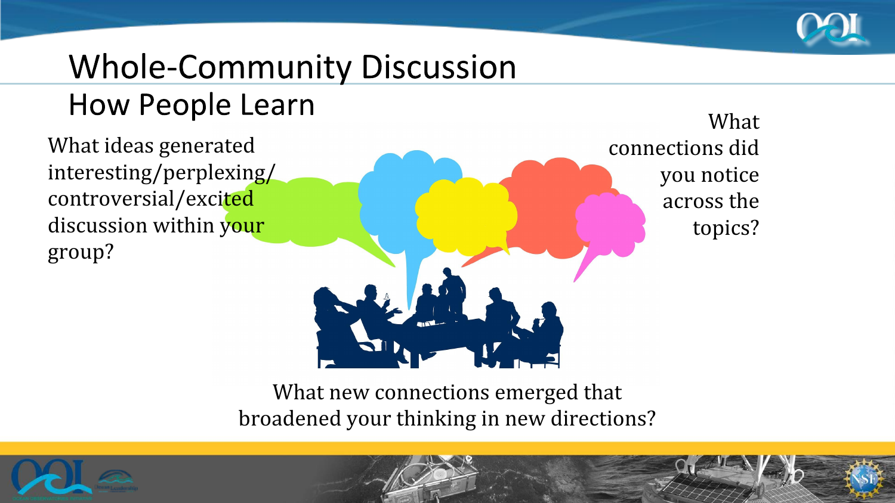# Whole-Community Discussion

## How People Learn

What ideas generated interesting/perplexing/controversial/excited discussion within your group?

What connections did you notice across the topics?

What new connections emerged that broadened your thinking in new directions?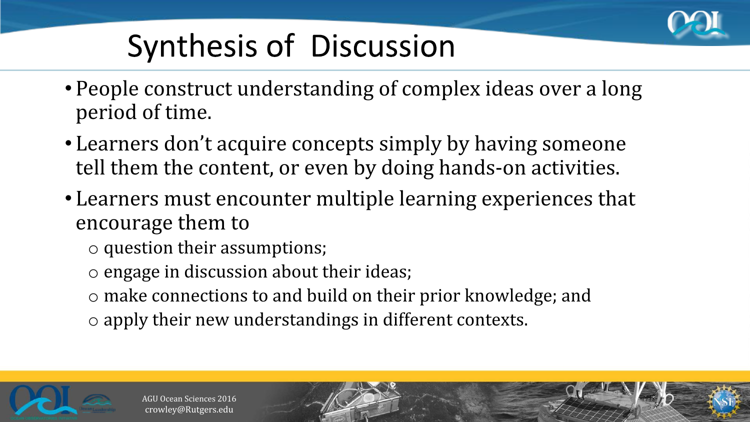# Synthesis of Discussion

- People construct understanding of complex ideas over a long period of time.
- Learners don't acquire concepts simply by having someone tell them the content, or even by doing hands-on activities.
- Learners must encounter multiple learning experiences that encourage them to
  - question their assumptions;
  - engage in discussion about their ideas;
  - make connections to and build on their prior knowledge; and
  - apply their new understandings in different contexts.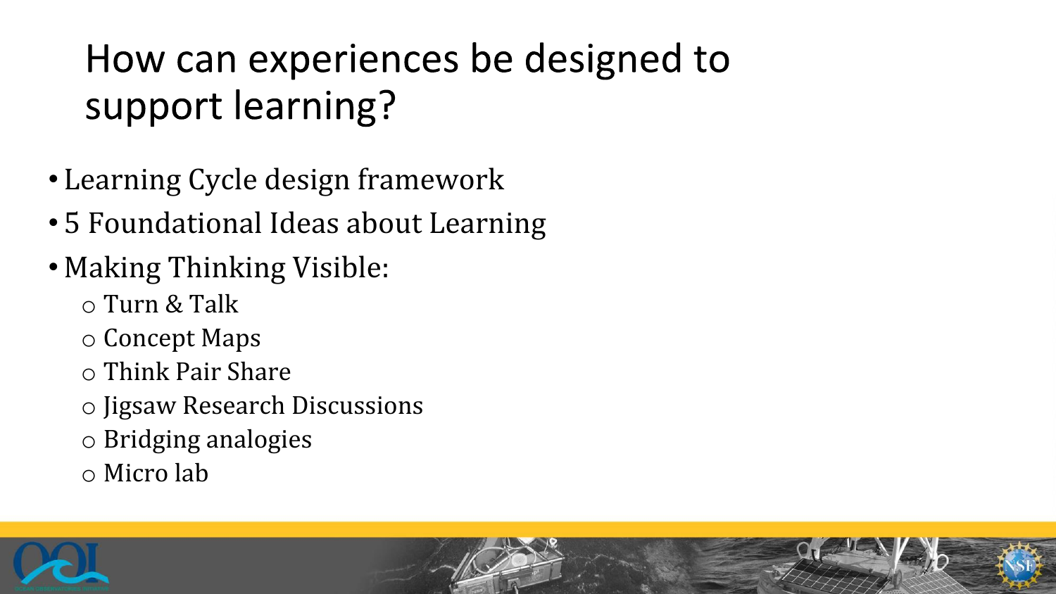# How can experiences be designed to support learning?

- Learning Cycle design framework
- 5 Foundational Ideas about Learning
- Making Thinking Visible:
  - Turn & Talk
  - Concept Maps
  - Think Pair Share
  - Jigsaw Research Discussions
  - Bridging analogies
  - Micro lab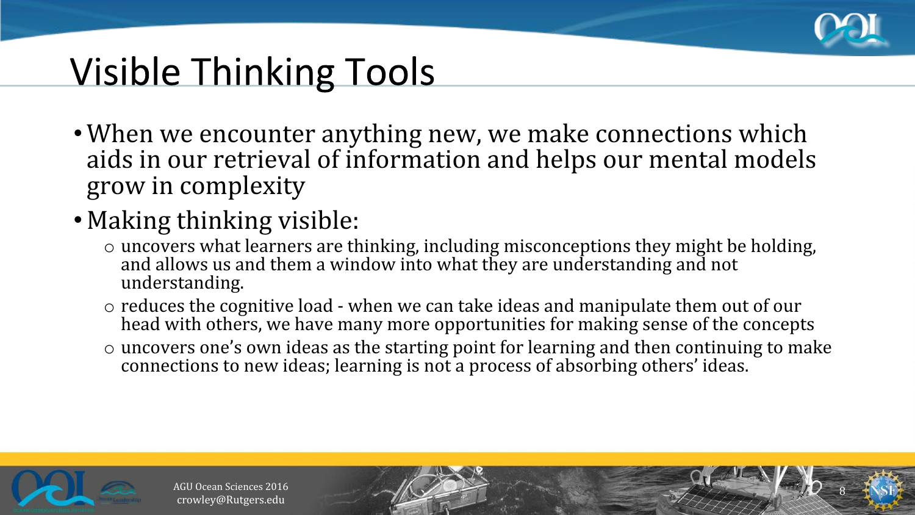# Visible Thinking Tools

- When we encounter anything new, we make connections which aids in our retrieval of information and helps our mental models grow in complexity
- Making thinking visible:
  - uncovers what learners are thinking, including misconceptions they might be holding, and allows us and them a window into what they are understanding and not understanding.
  - reduces the cognitive load - when we can take ideas and manipulate them out of our head with others, we have many more opportunities for making sense of the concepts
  - uncovers one's own ideas as the starting point for learning and then continuing to make connections to new ideas; learning is not a process of absorbing others' ideas.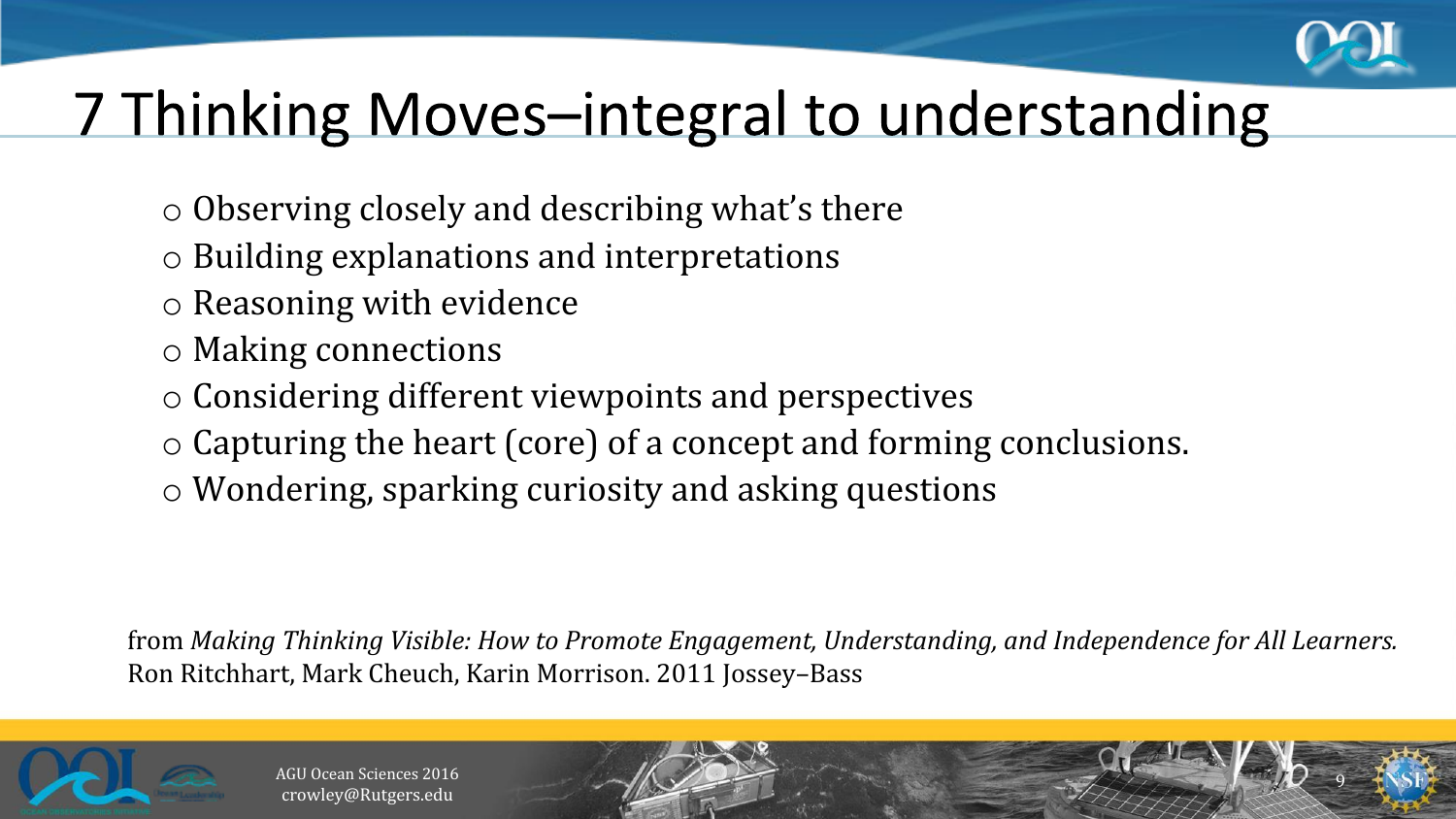# 7 Thinking Moves–integral to understanding

- Observing closely and describing what's there
- Building explanations and interpretations
- Reasoning with evidence
- Making connections
- Considering different viewpoints and perspectives
- Capturing the heart (core) of a concept and forming conclusions.
- Wondering, sparking curiosity and asking questions

from *Making Thinking Visible: How to Promote Engagement, Understanding, and Independence for All Learners.* Ron Ritchhart, Mark Cheuch, Karin Morrison. 2011 Jossey–Bass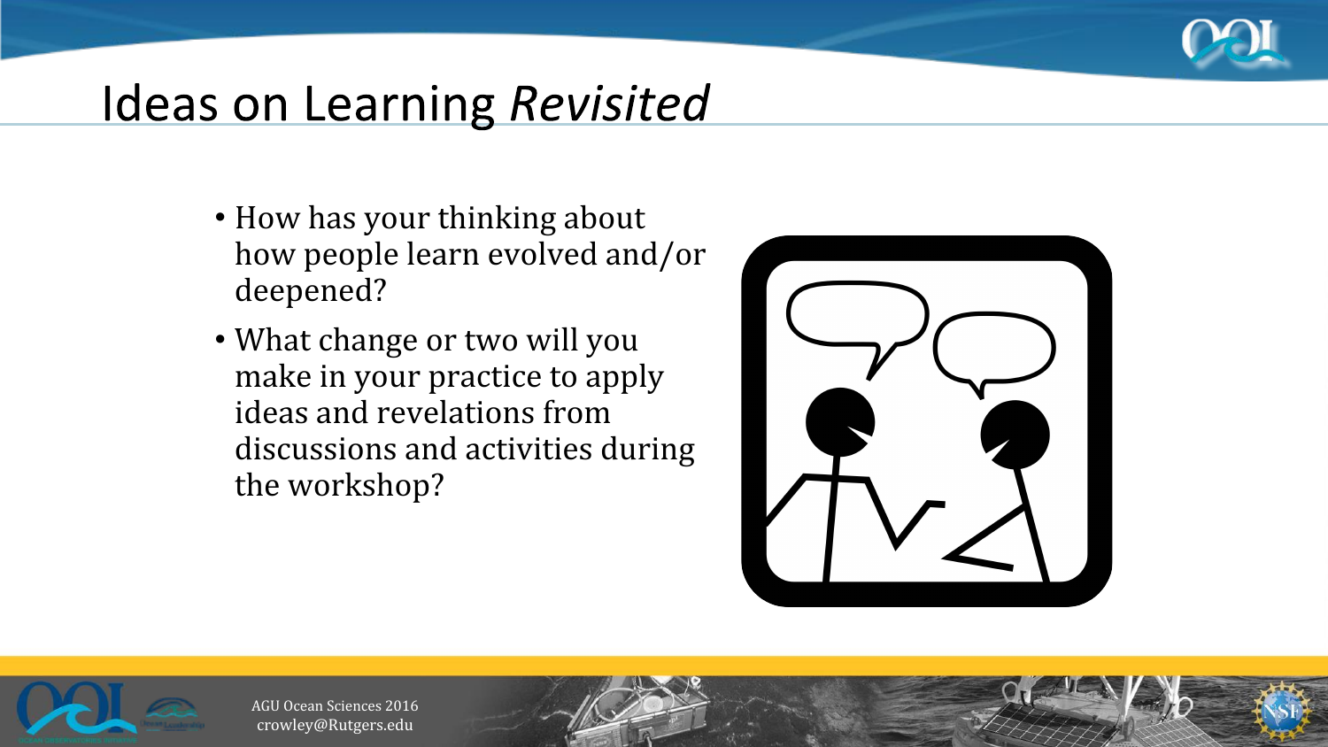# Ideas on Learning *Revisited*

- How has your thinking about how people learn evolved and/or deepened?
- What change or two will you make in your practice to apply ideas and revelations from discussions and activities during the workshop?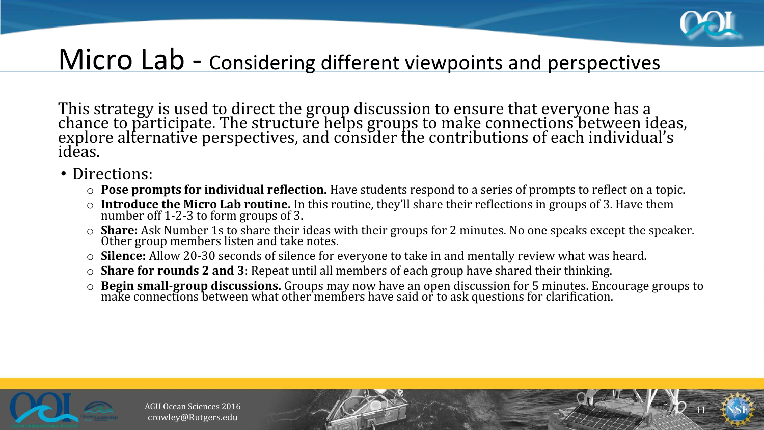# Micro Lab - Considering different viewpoints and perspectives

This strategy is used to direct the group discussion to ensure that everyone has a chance to participate. The structure helps groups to make connections between ideas, explore alternative perspectives, and consider the contributions of each individual's ideas.

- Directions:
  - **Pose prompts for individual reflection.** Have students respond to a series of prompts to reflect on a topic.
  - **Introduce the Micro Lab routine.** In this routine, they'll share their reflections in groups of 3. Have them number off 1-2-3 to form groups of 3.
  - **Share:** Ask Number 1s to share their ideas with their groups for 2 minutes. No one speaks except the speaker. Other group members listen and take notes.
  - **Silence:** Allow 20-30 seconds of silence for everyone to take in and mentally review what was heard.
  - **Share for rounds 2 and 3**: Repeat until all members of each group have shared their thinking.
  - **Begin small-group discussions.** Groups may now have an open discussion for 5 minutes. Encourage groups to make connections between what other members have said or to ask questions for clarification.

AGU Ocean Sciences 2016
crowley@Rutgers.edu